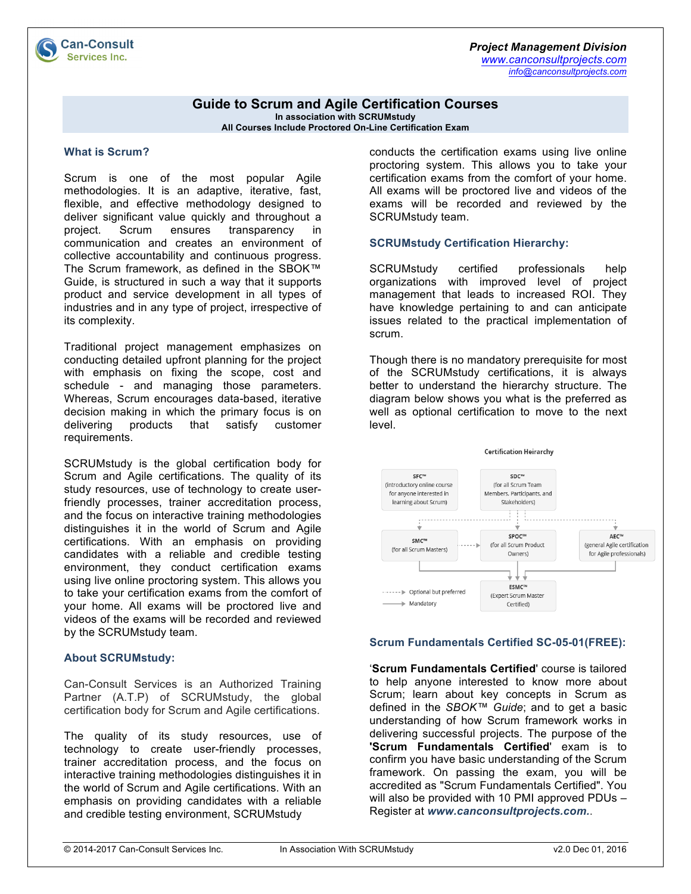# Guide to Scrum and Agile Certification Courses

**In association with SCRUMstudy**

**All Courses Include Proctored On-Line Certification Exam**

## What is Scrum?

Scrum is one of the most popular Agile methodologies. It is an adaptive, iterative, fast, flexible, and effective methodology designed to deliver significant value quickly and throughout a project. Scrum ensures transparency in communication and creates an environment of collective accountability and continuous progress. The Scrum framework, as defined in the SBOK™ Guide, is structured in such a way that it supports product and service development in all types of industries and in any type of project, irrespective of its complexity.

Traditional project management emphasizes on conducting detailed upfront planning for the project with emphasis on fixing the scope, cost and schedule - and managing those parameters. Whereas, Scrum encourages data-based, iterative decision making in which the primary focus is on delivering products that satisfy customer requirements.

SCRUMstudy is the global certification body for Scrum and Agile certifications. The quality of its study resources, use of technology to create user-friendly processes, trainer accreditation process, and the focus on interactive training methodologies distinguishes it in the world of Scrum and Agile certifications. With an emphasis on providing candidates with a reliable and credible testing environment, they conduct certification exams using live online proctoring system. This allows you to take your certification exams from the comfort of your home. All exams will be proctored live and videos of the exams will be recorded and reviewed by the SCRUMstudy team.

## About SCRUMstudy:

Can-Consult Services is an Authorized Training Partner (A.T.P) of SCRUMstudy, the global certification body for Scrum and Agile certifications.

The quality of its study resources, use of technology to create user-friendly processes, trainer accreditation process, and the focus on interactive training methodologies distinguishes it in the world of Scrum and Agile certifications. With an emphasis on providing candidates with a reliable and credible testing environment, SCRUMstudy conducts the certification exams using live online proctoring system. This allows you to take your certification exams from the comfort of your home. All exams will be proctored live and videos of the exams will be recorded and reviewed by the SCRUMstudy team.

## SCRUMstudy Certification Hierarchy:

SCRUMstudy certified professionals help organizations with improved level of project management that leads to increased ROI. They have knowledge pertaining to and can anticipate issues related to the practical implementation of scrum.

Though there is no mandatory prerequisite for most of the SCRUMstudy certifications, it is always better to understand the hierarchy structure. The diagram below shows you what is the preferred as well as optional certification to move to the next level.

**Certification Hierarchy**

- SFC™ (introductory online course for anyone interested in learning about Scrum)
- SDC™ (for all Scrum Team Members, Participants, and Stakeholders)
- SMC™ (for all Scrum Masters)
- SPOC™ (for all Scrum Product Owners)
- AEC™ (general Agile certification for Agile professionals)
- ESMC™ (Expert Scrum Master Certified)

Legend: dashed arrow – Optional but preferred; solid arrow – Mandatory

## Scrum Fundamentals Certified SC-05-01(FREE):

'**Scrum Fundamentals Certified**' course is tailored to help anyone interested to know more about Scrum; learn about key concepts in Scrum as defined in the *SBOK™ Guide*; and to get a basic understanding of how Scrum framework works in delivering successful projects. The purpose of the **'Scrum Fundamentals Certified**' exam is to confirm you have basic understanding of the Scrum framework. On passing the exam, you will be accredited as "Scrum Fundamentals Certified". You will also be provided with 10 PMI approved PDUs – Register at ***www.canconsultprojects.com***..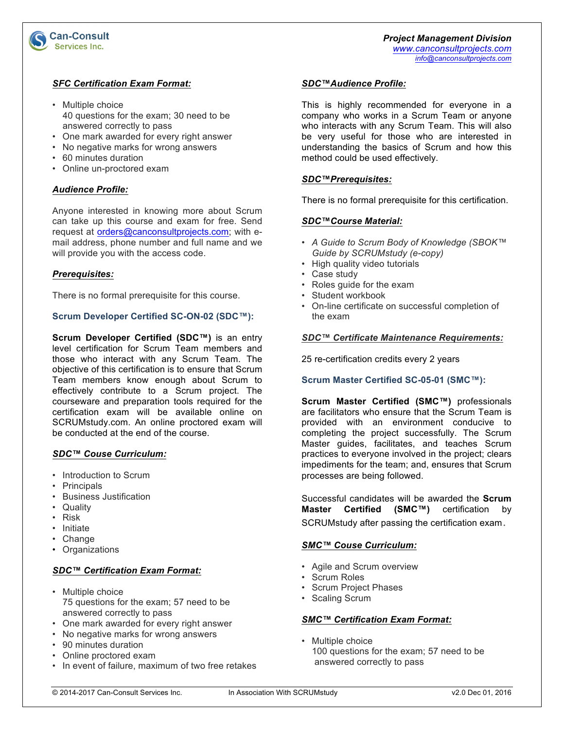### *SFC Certification Exam Format:*

- Multiple choice
  40 questions for the exam; 30 need to be answered correctly to pass
- One mark awarded for every right answer
- No negative marks for wrong answers
- 60 minutes duration
- Online un-proctored exam

### *Audience Profile:*

Anyone interested in knowing more about Scrum can take up this course and exam for free. Send request at orders@canconsultprojects.com; with e-mail address, phone number and full name and we will provide you with the access code.

### *Prerequisites:*

There is no formal prerequisite for this course.

## Scrum Developer Certified SC-ON-02 (SDC™):

**Scrum Developer Certified (SDC™)** is an entry level certification for Scrum Team members and those who interact with any Scrum Team. The objective of this certification is to ensure that Scrum Team members know enough about Scrum to effectively contribute to a Scrum project. The courseware and preparation tools required for the certification exam will be available online on SCRUMstudy.com. An online proctored exam will be conducted at the end of the course.

### *SDC™ Couse Curriculum:*

- Introduction to Scrum
- Principals
- Business Justification
- Quality
- Risk
- Initiate
- Change
- Organizations

### *SDC™ Certification Exam Format:*

- Multiple choice
  75 questions for the exam; 57 need to be answered correctly to pass
- One mark awarded for every right answer
- No negative marks for wrong answers
- 90 minutes duration
- Online proctored exam
- In event of failure, maximum of two free retakes

### *SDC™Audience Profile:*

This is highly recommended for everyone in a company who works in a Scrum Team or anyone who interacts with any Scrum Team. This will also be very useful for those who are interested in understanding the basics of Scrum and how this method could be used effectively.

### *SDC™Prerequisites:*

There is no formal prerequisite for this certification.

### *SDC™Course Material:*

- *A Guide to Scrum Body of Knowledge (SBOK™ Guide by SCRUMstudy (e-copy)*
- High quality video tutorials
- Case study
- Roles guide for the exam
- Student workbook
- On-line certificate on successful completion of the exam

### *SDC™ Certificate Maintenance Requirements:*

25 re-certification credits every 2 years

## Scrum Master Certified SC-05-01 (SMC™):

**Scrum Master Certified (SMC™)** professionals are facilitators who ensure that the Scrum Team is provided with an environment conducive to completing the project successfully. The Scrum Master guides, facilitates, and teaches Scrum practices to everyone involved in the project; clears impediments for the team; and, ensures that Scrum processes are being followed.

Successful candidates will be awarded the **Scrum Master Certified (SMC™)** certification by SCRUMstudy after passing the certification exam.

### *SMC™ Couse Curriculum:*

- Agile and Scrum overview
- Scrum Roles
- Scrum Project Phases
- Scaling Scrum

### *SMC™ Certification Exam Format:*

- Multiple choice
  100 questions for the exam; 57 need to be answered correctly to pass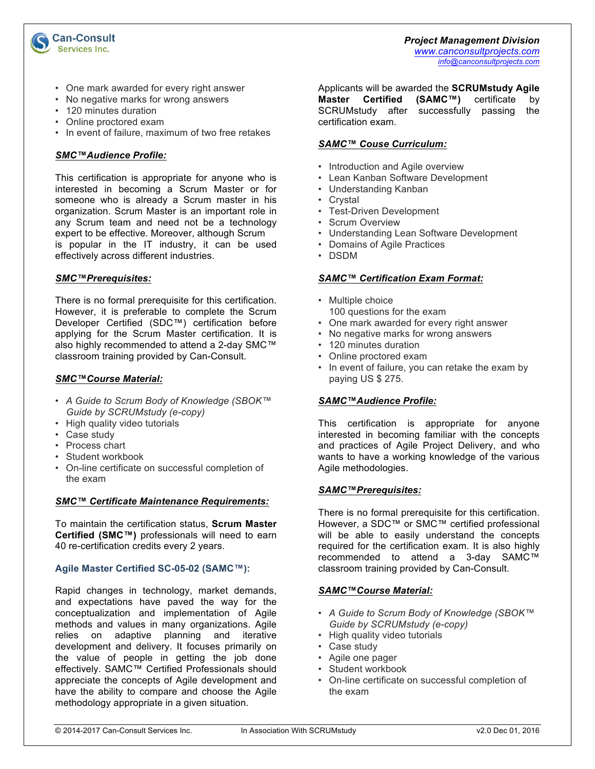- One mark awarded for every right answer
- No negative marks for wrong answers
- 120 minutes duration
- Online proctored exam
- In event of failure, maximum of two free retakes

***SMC™Audience Profile:***

This certification is appropriate for anyone who is interested in becoming a Scrum Master or for someone who is already a Scrum master in his organization. Scrum Master is an important role in any Scrum team and need not be a technology expert to be effective. Moreover, although Scrum is popular in the IT industry, it can be used effectively across different industries.

***SMC™Prerequisites:***

There is no formal prerequisite for this certification. However, it is preferable to complete the Scrum Developer Certified (SDC™) certification before applying for the Scrum Master certification. It is also highly recommended to attend a 2-day SMC™ classroom training provided by Can-Consult.

***SMC™Course Material:***

- *A Guide to Scrum Body of Knowledge (SBOK™ Guide by SCRUMstudy (e-copy)*
- High quality video tutorials
- Case study
- Process chart
- Student workbook
- On-line certificate on successful completion of the exam

***SMC™ Certificate Maintenance Requirements:***

To maintain the certification status, **Scrum Master Certified (SMC™)** professionals will need to earn 40 re-certification credits every 2 years.

### Agile Master Certified SC-05-02 (SAMC™):

Rapid changes in technology, market demands, and expectations have paved the way for the conceptualization and implementation of Agile methods and values in many organizations. Agile relies on adaptive planning and iterative development and delivery. It focuses primarily on the value of people in getting the job done effectively. SAMC™ Certified Professionals should appreciate the concepts of Agile development and have the ability to compare and choose the Agile methodology appropriate in a given situation.

Applicants will be awarded the **SCRUMstudy Agile Master Certified (SAMC™)** certificate by SCRUMstudy after successfully passing the certification exam.

***SAMC™ Couse Curriculum:***

- Introduction and Agile overview
- Lean Kanban Software Development
- Understanding Kanban
- Crystal
- Test-Driven Development
- Scrum Overview
- Understanding Lean Software Development
- Domains of Agile Practices
- DSDM

***SAMC™ Certification Exam Format:***

- Multiple choice
  100 questions for the exam
- One mark awarded for every right answer
- No negative marks for wrong answers
- 120 minutes duration
- Online proctored exam
- In event of failure, you can retake the exam by paying US $ 275.

***SAMC™Audience Profile:***

This certification is appropriate for anyone interested in becoming familiar with the concepts and practices of Agile Project Delivery, and who wants to have a working knowledge of the various Agile methodologies.

***SAMC™Prerequisites:***

There is no formal prerequisite for this certification. However, a SDC™ or SMC™ certified professional will be able to easily understand the concepts required for the certification exam. It is also highly recommended to attend a 3-day SAMC™ classroom training provided by Can-Consult.

***SAMC™Course Material:***

- *A Guide to Scrum Body of Knowledge (SBOK™ Guide by SCRUMstudy (e-copy)*
- High quality video tutorials
- Case study
- Agile one pager
- Student workbook
- On-line certificate on successful completion of the exam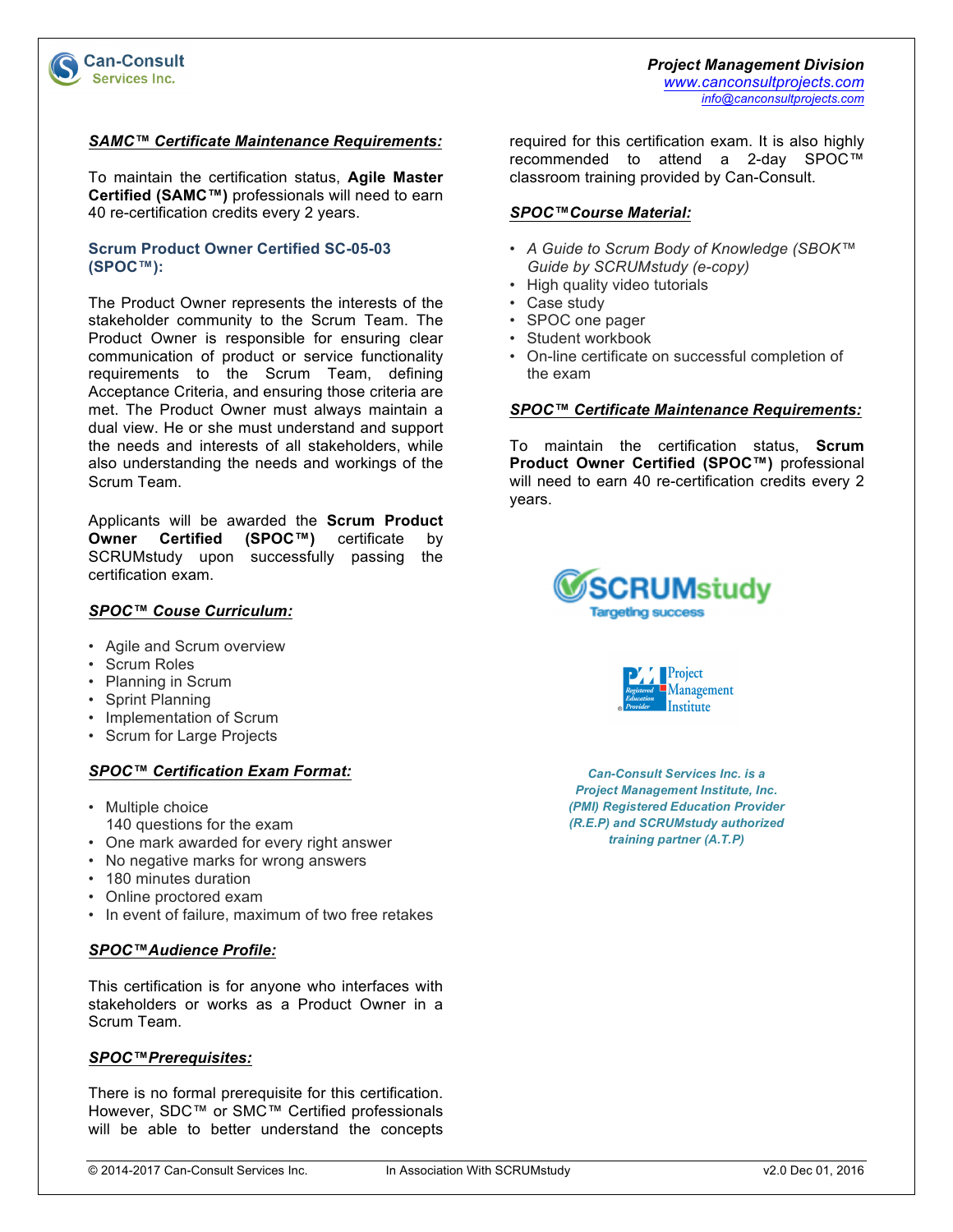***SAMC™ Certificate Maintenance Requirements:***

To maintain the certification status, **Agile Master Certified (SAMC™)** professionals will need to earn 40 re-certification credits every 2 years.

### Scrum Product Owner Certified SC-05-03 (SPOC™):

The Product Owner represents the interests of the stakeholder community to the Scrum Team. The Product Owner is responsible for ensuring clear communication of product or service functionality requirements to the Scrum Team, defining Acceptance Criteria, and ensuring those criteria are met. The Product Owner must always maintain a dual view. He or she must understand and support the needs and interests of all stakeholders, while also understanding the needs and workings of the Scrum Team.

Applicants will be awarded the **Scrum Product Owner Certified (SPOC™)** certificate by SCRUMstudy upon successfully passing the certification exam.

***SPOC™ Couse Curriculum:***

- Agile and Scrum overview
- Scrum Roles
- Planning in Scrum
- Sprint Planning
- Implementation of Scrum
- Scrum for Large Projects

***SPOC™ Certification Exam Format:***

- Multiple choice
  140 questions for the exam
- One mark awarded for every right answer
- No negative marks for wrong answers
- 180 minutes duration
- Online proctored exam
- In event of failure, maximum of two free retakes

***SPOC™Audience Profile:***

This certification is for anyone who interfaces with stakeholders or works as a Product Owner in a Scrum Team.

***SPOC™Prerequisites:***

There is no formal prerequisite for this certification. However, SDC™ or SMC™ Certified professionals will be able to better understand the concepts required for this certification exam. It is also highly recommended to attend a 2-day SPOC™ classroom training provided by Can-Consult.

***SPOC™Course Material:***

- *A Guide to Scrum Body of Knowledge (SBOK™ Guide by SCRUMstudy (e-copy)*
- High quality video tutorials
- Case study
- SPOC one pager
- Student workbook
- On-line certificate on successful completion of the exam

***SPOC™ Certificate Maintenance Requirements:***

To maintain the certification status, **Scrum Product Owner Certified (SPOC™)** professional will need to earn 40 re-certification credits every 2 years.

SCRUMstudy
Targeting success

Registered Education Provider
Project Management Institute

***Can-Consult Services Inc. is a Project Management Institute, Inc. (PMI) Registered Education Provider (R.E.P) and SCRUMstudy authorized training partner (A.T.P)***